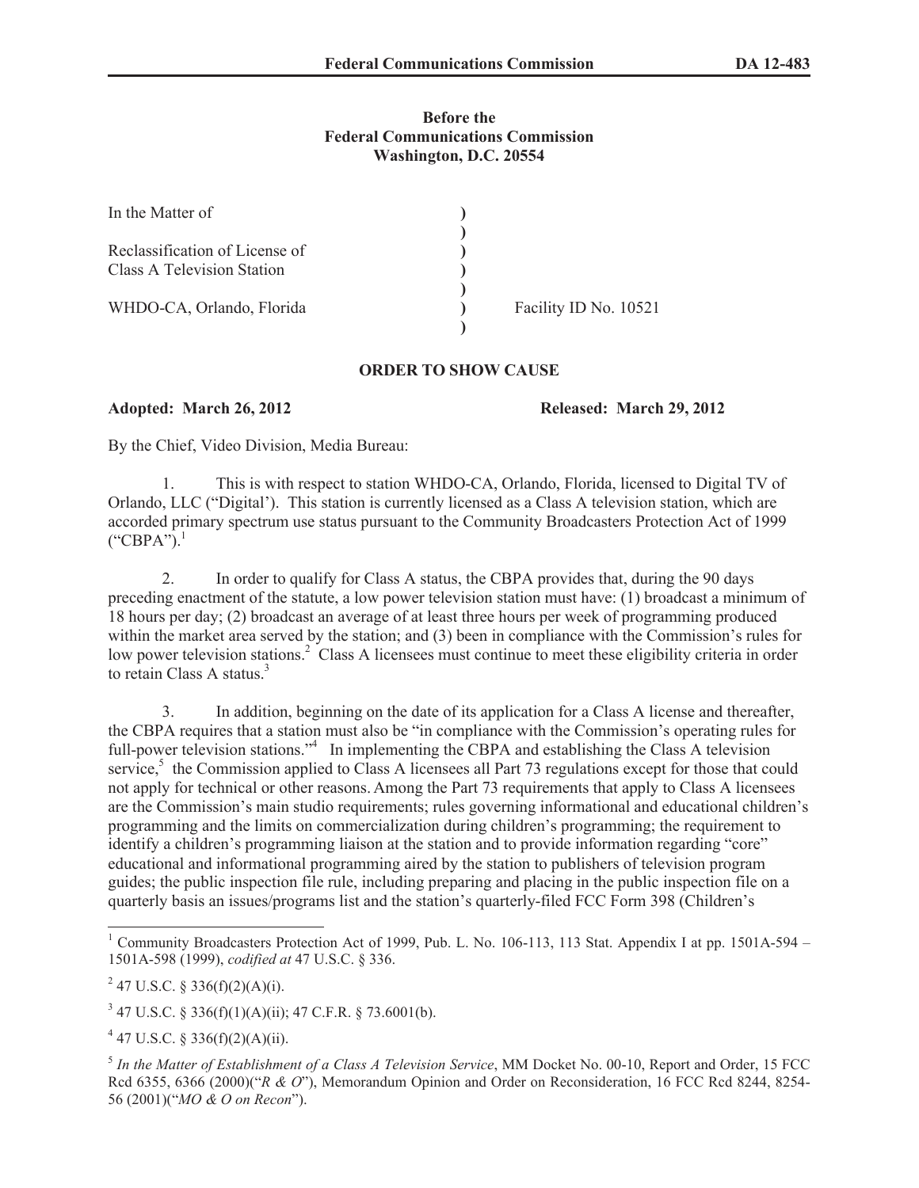**Before the**
**Federal Communications Commission**
**Washington, D.C. 20554**

| | | |
|---|---|---|
| In the Matter of | ) | |
| | ) | |
| Reclassification of License of | ) | |
| Class A Television Station | ) | |
| | ) | |
| WHDO-CA, Orlando, Florida | ) | Facility ID No. 10521 |
| | ) | |

**ORDER TO SHOW CAUSE**

**Adopted: March 26, 2012** **Released: March 29, 2012**

By the Chief, Video Division, Media Bureau:

1. This is with respect to station WHDO-CA, Orlando, Florida, licensed to Digital TV of Orlando, LLC ("Digital'). This station is currently licensed as a Class A television station, which are accorded primary spectrum use status pursuant to the Community Broadcasters Protection Act of 1999 ("CBPA").[1]

2. In order to qualify for Class A status, the CBPA provides that, during the 90 days preceding enactment of the statute, a low power television station must have: (1) broadcast a minimum of 18 hours per day; (2) broadcast an average of at least three hours per week of programming produced within the market area served by the station; and (3) been in compliance with the Commission's rules for low power television stations.[2] Class A licensees must continue to meet these eligibility criteria in order to retain Class A status.[3]

3. In addition, beginning on the date of its application for a Class A license and thereafter, the CBPA requires that a station must also be "in compliance with the Commission's operating rules for full-power television stations."[4] In implementing the CBPA and establishing the Class A television service,[5] the Commission applied to Class A licensees all Part 73 regulations except for those that could not apply for technical or other reasons. Among the Part 73 requirements that apply to Class A licensees are the Commission's main studio requirements; rules governing informational and educational children's programming and the limits on commercialization during children's programming; the requirement to identify a children's programming liaison at the station and to provide information regarding "core" educational and informational programming aired by the station to publishers of television program guides; the public inspection file rule, including preparing and placing in the public inspection file on a quarterly basis an issues/programs list and the station's quarterly-filed FCC Form 398 (Children's

---

[1] Community Broadcasters Protection Act of 1999, Pub. L. No. 106-113, 113 Stat. Appendix I at pp. 1501A-594 – 1501A-598 (1999), *codified at* 47 U.S.C. § 336.

[2] 47 U.S.C. § 336(f)(2)(A)(i).

[3] 47 U.S.C. § 336(f)(1)(A)(ii); 47 C.F.R. § 73.6001(b).

[4] 47 U.S.C. § 336(f)(2)(A)(ii).

[5] *In the Matter of Establishment of a Class A Television Service*, MM Docket No. 00-10, Report and Order, 15 FCC Rcd 6355, 6366 (2000)("*R & O*"), Memorandum Opinion and Order on Reconsideration, 16 FCC Rcd 8244, 8254-56 (2001)("*MO & O on Recon*").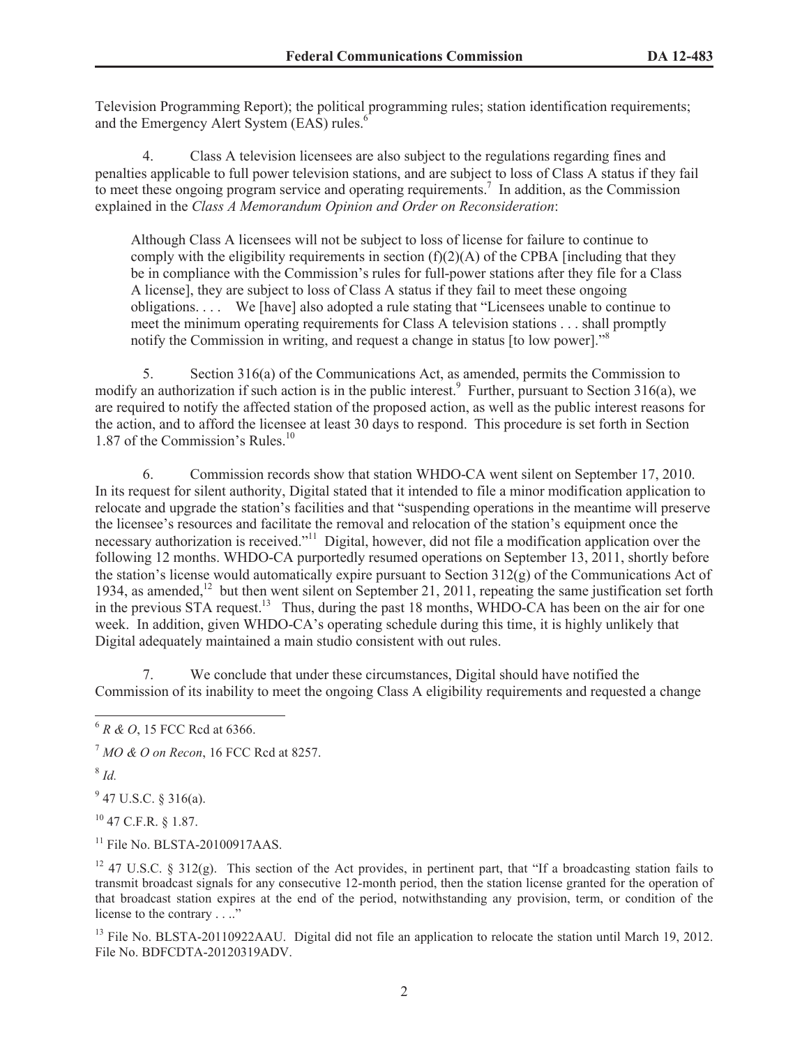Television Programming Report); the political programming rules; station identification requirements; and the Emergency Alert System (EAS) rules.[6]

4. Class A television licensees are also subject to the regulations regarding fines and penalties applicable to full power television stations, and are subject to loss of Class A status if they fail to meet these ongoing program service and operating requirements.[7] In addition, as the Commission explained in the *Class A Memorandum Opinion and Order on Reconsideration*:

> Although Class A licensees will not be subject to loss of license for failure to continue to comply with the eligibility requirements in section (f)(2)(A) of the CPBA [including that they be in compliance with the Commission's rules for full-power stations after they file for a Class A license], they are subject to loss of Class A status if they fail to meet these ongoing obligations. . . . We [have] also adopted a rule stating that "Licensees unable to continue to meet the minimum operating requirements for Class A television stations . . . shall promptly notify the Commission in writing, and request a change in status [to low power]."[8]

5. Section 316(a) of the Communications Act, as amended, permits the Commission to modify an authorization if such action is in the public interest.[9] Further, pursuant to Section 316(a), we are required to notify the affected station of the proposed action, as well as the public interest reasons for the action, and to afford the licensee at least 30 days to respond. This procedure is set forth in Section 1.87 of the Commission's Rules.[10]

6. Commission records show that station WHDO-CA went silent on September 17, 2010. In its request for silent authority, Digital stated that it intended to file a minor modification application to relocate and upgrade the station's facilities and that "suspending operations in the meantime will preserve the licensee's resources and facilitate the removal and relocation of the station's equipment once the necessary authorization is received."[11] Digital, however, did not file a modification application over the following 12 months. WHDO-CA purportedly resumed operations on September 13, 2011, shortly before the station's license would automatically expire pursuant to Section 312(g) of the Communications Act of 1934, as amended,[12] but then went silent on September 21, 2011, repeating the same justification set forth in the previous STA request.[13] Thus, during the past 18 months, WHDO-CA has been on the air for one week. In addition, given WHDO-CA's operating schedule during this time, it is highly unlikely that Digital adequately maintained a main studio consistent with out rules.

7. We conclude that under these circumstances, Digital should have notified the Commission of its inability to meet the ongoing Class A eligibility requirements and requested a change

---

[6] *R & O*, 15 FCC Rcd at 6366.

[7] *MO & O on Recon*, 16 FCC Rcd at 8257.

[8] *Id.*

[9] 47 U.S.C. § 316(a).

[10] 47 C.F.R. § 1.87.

[11] File No. BLSTA-20100917AAS.

[12] 47 U.S.C. § 312(g). This section of the Act provides, in pertinent part, that "If a broadcasting station fails to transmit broadcast signals for any consecutive 12-month period, then the station license granted for the operation of that broadcast station expires at the end of the period, notwithstanding any provision, term, or condition of the license to the contrary . . .."

[13] File No. BLSTA-20110922AAU. Digital did not file an application to relocate the station until March 19, 2012. File No. BDFCDTA-20120319ADV.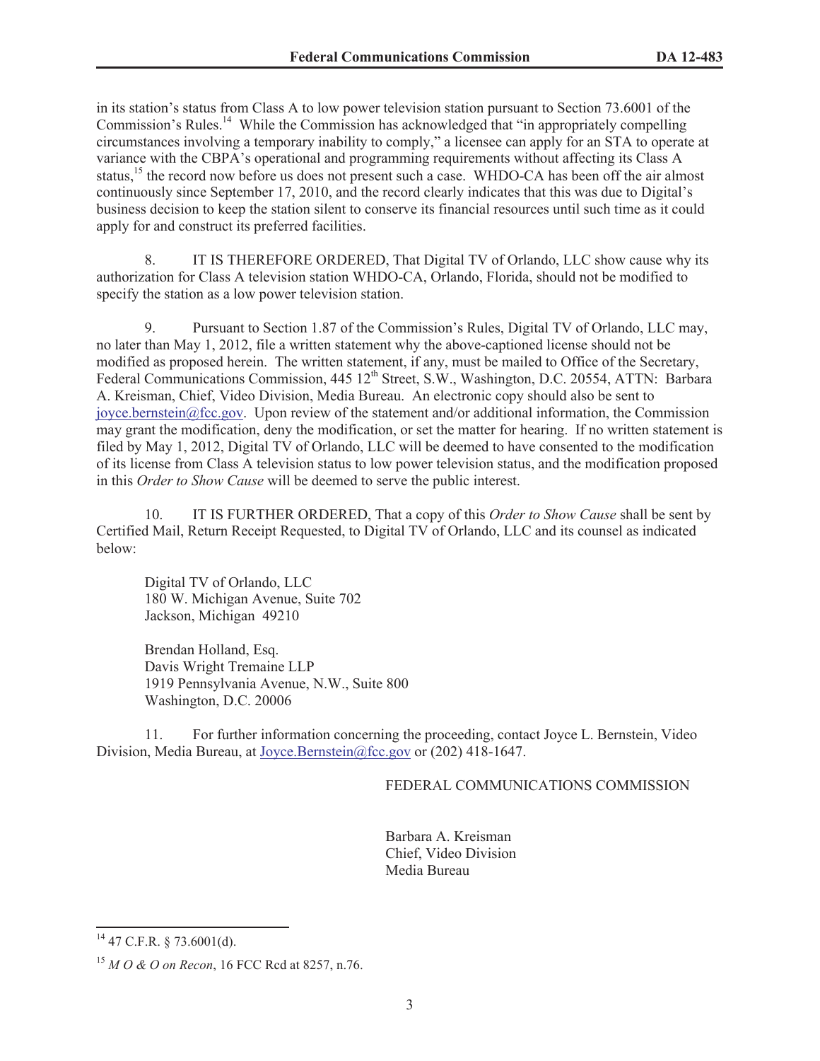in its station's status from Class A to low power television station pursuant to Section 73.6001 of the Commission's Rules.[14] While the Commission has acknowledged that "in appropriately compelling circumstances involving a temporary inability to comply," a licensee can apply for an STA to operate at variance with the CBPA's operational and programming requirements without affecting its Class A status,[15] the record now before us does not present such a case. WHDO-CA has been off the air almost continuously since September 17, 2010, and the record clearly indicates that this was due to Digital's business decision to keep the station silent to conserve its financial resources until such time as it could apply for and construct its preferred facilities.

8. IT IS THEREFORE ORDERED, That Digital TV of Orlando, LLC show cause why its authorization for Class A television station WHDO-CA, Orlando, Florida, should not be modified to specify the station as a low power television station.

9. Pursuant to Section 1.87 of the Commission's Rules, Digital TV of Orlando, LLC may, no later than May 1, 2012, file a written statement why the above-captioned license should not be modified as proposed herein. The written statement, if any, must be mailed to Office of the Secretary, Federal Communications Commission, 445 12th Street, S.W., Washington, D.C. 20554, ATTN: Barbara A. Kreisman, Chief, Video Division, Media Bureau. An electronic copy should also be sent to joyce.bernstein@fcc.gov. Upon review of the statement and/or additional information, the Commission may grant the modification, deny the modification, or set the matter for hearing. If no written statement is filed by May 1, 2012, Digital TV of Orlando, LLC will be deemed to have consented to the modification of its license from Class A television status to low power television status, and the modification proposed in this *Order to Show Cause* will be deemed to serve the public interest.

10. IT IS FURTHER ORDERED, That a copy of this *Order to Show Cause* shall be sent by Certified Mail, Return Receipt Requested, to Digital TV of Orlando, LLC and its counsel as indicated below:

Digital TV of Orlando, LLC
180 W. Michigan Avenue, Suite 702
Jackson, Michigan 49210

Brendan Holland, Esq.
Davis Wright Tremaine LLP
1919 Pennsylvania Avenue, N.W., Suite 800
Washington, D.C. 20006

11. For further information concerning the proceeding, contact Joyce L. Bernstein, Video Division, Media Bureau, at Joyce.Bernstein@fcc.gov or (202) 418-1647.

FEDERAL COMMUNICATIONS COMMISSION

Barbara A. Kreisman
Chief, Video Division
Media Bureau

[14] 47 C.F.R. § 73.6001(d).

[15] *M O & O on Recon*, 16 FCC Rcd at 8257, n.76.